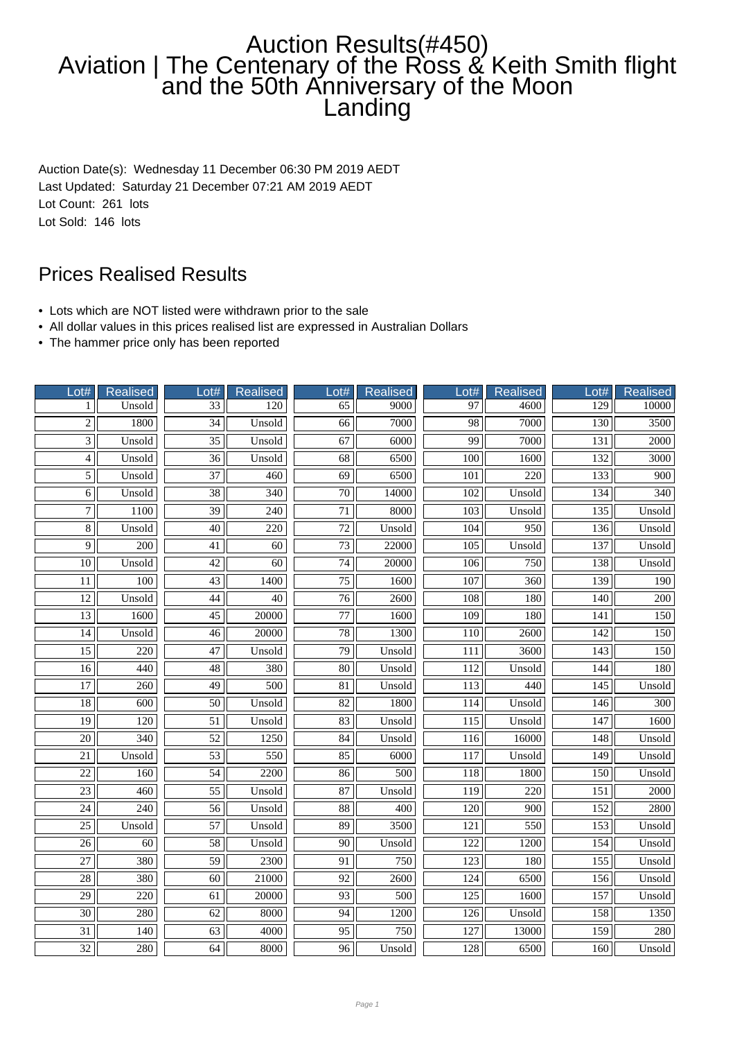# Auction Results(#450)
# Aviation | The Centenary of the Ross & Keith Smith flight and the 50th Anniversary of the Moon Landing

Auction Date(s): Wednesday 11 December 06:30 PM 2019 AEDT
Last Updated: Saturday 21 December 07:21 AM 2019 AEDT
Lot Count: 261 lots
Lot Sold: 146 lots

## Prices Realised Results

- Lots which are NOT listed were withdrawn prior to the sale
- All dollar values in this prices realised list are expressed in Australian Dollars
- The hammer price only has been reported

| Lot# | Realised | Lot# | Realised | Lot# | Realised | Lot# | Realised | Lot# | Realised |
|---|---|---|---|---|---|---|---|---|---|
| 1 | Unsold | 33 | 120 | 65 | 9000 | 97 | 4600 | 129 | 10000 |
| 2 | 1800 | 34 | Unsold | 66 | 7000 | 98 | 7000 | 130 | 3500 |
| 3 | Unsold | 35 | Unsold | 67 | 6000 | 99 | 7000 | 131 | 2000 |
| 4 | Unsold | 36 | Unsold | 68 | 6500 | 100 | 1600 | 132 | 3000 |
| 5 | Unsold | 37 | 460 | 69 | 6500 | 101 | 220 | 133 | 900 |
| 6 | Unsold | 38 | 340 | 70 | 14000 | 102 | Unsold | 134 | 340 |
| 7 | 1100 | 39 | 240 | 71 | 8000 | 103 | Unsold | 135 | Unsold |
| 8 | Unsold | 40 | 220 | 72 | Unsold | 104 | 950 | 136 | Unsold |
| 9 | 200 | 41 | 60 | 73 | 22000 | 105 | Unsold | 137 | Unsold |
| 10 | Unsold | 42 | 60 | 74 | 20000 | 106 | 750 | 138 | Unsold |
| 11 | 100 | 43 | 1400 | 75 | 1600 | 107 | 360 | 139 | 190 |
| 12 | Unsold | 44 | 40 | 76 | 2600 | 108 | 180 | 140 | 200 |
| 13 | 1600 | 45 | 20000 | 77 | 1600 | 109 | 180 | 141 | 150 |
| 14 | Unsold | 46 | 20000 | 78 | 1300 | 110 | 2600 | 142 | 150 |
| 15 | 220 | 47 | Unsold | 79 | Unsold | 111 | 3600 | 143 | 150 |
| 16 | 440 | 48 | 380 | 80 | Unsold | 112 | Unsold | 144 | 180 |
| 17 | 260 | 49 | 500 | 81 | Unsold | 113 | 440 | 145 | Unsold |
| 18 | 600 | 50 | Unsold | 82 | 1800 | 114 | Unsold | 146 | 300 |
| 19 | 120 | 51 | Unsold | 83 | Unsold | 115 | Unsold | 147 | 1600 |
| 20 | 340 | 52 | 1250 | 84 | Unsold | 116 | 16000 | 148 | Unsold |
| 21 | Unsold | 53 | 550 | 85 | 6000 | 117 | Unsold | 149 | Unsold |
| 22 | 160 | 54 | 2200 | 86 | 500 | 118 | 1800 | 150 | Unsold |
| 23 | 460 | 55 | Unsold | 87 | Unsold | 119 | 220 | 151 | 2000 |
| 24 | 240 | 56 | Unsold | 88 | 400 | 120 | 900 | 152 | 2800 |
| 25 | Unsold | 57 | Unsold | 89 | 3500 | 121 | 550 | 153 | Unsold |
| 26 | 60 | 58 | Unsold | 90 | Unsold | 122 | 1200 | 154 | Unsold |
| 27 | 380 | 59 | 2300 | 91 | 750 | 123 | 180 | 155 | Unsold |
| 28 | 380 | 60 | 21000 | 92 | 2600 | 124 | 6500 | 156 | Unsold |
| 29 | 220 | 61 | 20000 | 93 | 500 | 125 | 1600 | 157 | Unsold |
| 30 | 280 | 62 | 8000 | 94 | 1200 | 126 | Unsold | 158 | 1350 |
| 31 | 140 | 63 | 4000 | 95 | 750 | 127 | 13000 | 159 | 280 |
| 32 | 280 | 64 | 8000 | 96 | Unsold | 128 | 6500 | 160 | Unsold |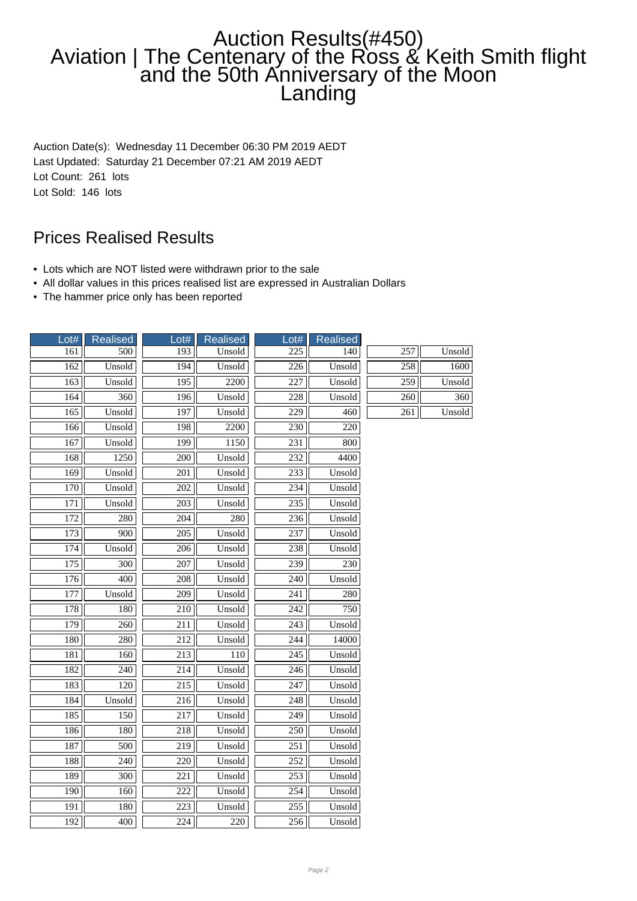# Auction Results(#450)
# Aviation | The Centenary of the Ross & Keith Smith flight and the 50th Anniversary of the Moon Landing

Auction Date(s): Wednesday 11 December 06:30 PM 2019 AEDT
Last Updated: Saturday 21 December 07:21 AM 2019 AEDT
Lot Count: 261 lots
Lot Sold: 146 lots

## Prices Realised Results

- Lots which are NOT listed were withdrawn prior to the sale
- All dollar values in this prices realised list are expressed in Australian Dollars
- The hammer price only has been reported

| Lot# | Realised | Lot# | Realised | Lot# | Realised | Lot# | Realised |
|---|---|---|---|---|---|---|---|
| 161 | 500 | 193 | Unsold | 225 | 140 | 257 | Unsold |
| 162 | Unsold | 194 | Unsold | 226 | Unsold | 258 | 1600 |
| 163 | Unsold | 195 | 2200 | 227 | Unsold | 259 | Unsold |
| 164 | 360 | 196 | Unsold | 228 | Unsold | 260 | 360 |
| 165 | Unsold | 197 | Unsold | 229 | 460 | 261 | Unsold |
| 166 | Unsold | 198 | 2200 | 230 | 220 | | |
| 167 | Unsold | 199 | 1150 | 231 | 800 | | |
| 168 | 1250 | 200 | Unsold | 232 | 4400 | | |
| 169 | Unsold | 201 | Unsold | 233 | Unsold | | |
| 170 | Unsold | 202 | Unsold | 234 | Unsold | | |
| 171 | Unsold | 203 | Unsold | 235 | Unsold | | |
| 172 | 280 | 204 | 280 | 236 | Unsold | | |
| 173 | 900 | 205 | Unsold | 237 | Unsold | | |
| 174 | Unsold | 206 | Unsold | 238 | Unsold | | |
| 175 | 300 | 207 | Unsold | 239 | 230 | | |
| 176 | 400 | 208 | Unsold | 240 | Unsold | | |
| 177 | Unsold | 209 | Unsold | 241 | 280 | | |
| 178 | 180 | 210 | Unsold | 242 | 750 | | |
| 179 | 260 | 211 | Unsold | 243 | Unsold | | |
| 180 | 280 | 212 | Unsold | 244 | 14000 | | |
| 181 | 160 | 213 | 110 | 245 | Unsold | | |
| 182 | 240 | 214 | Unsold | 246 | Unsold | | |
| 183 | 120 | 215 | Unsold | 247 | Unsold | | |
| 184 | Unsold | 216 | Unsold | 248 | Unsold | | |
| 185 | 150 | 217 | Unsold | 249 | Unsold | | |
| 186 | 180 | 218 | Unsold | 250 | Unsold | | |
| 187 | 500 | 219 | Unsold | 251 | Unsold | | |
| 188 | 240 | 220 | Unsold | 252 | Unsold | | |
| 189 | 300 | 221 | Unsold | 253 | Unsold | | |
| 190 | 160 | 222 | Unsold | 254 | Unsold | | |
| 191 | 180 | 223 | Unsold | 255 | Unsold | | |
| 192 | 400 | 224 | 220 | 256 | Unsold | | |